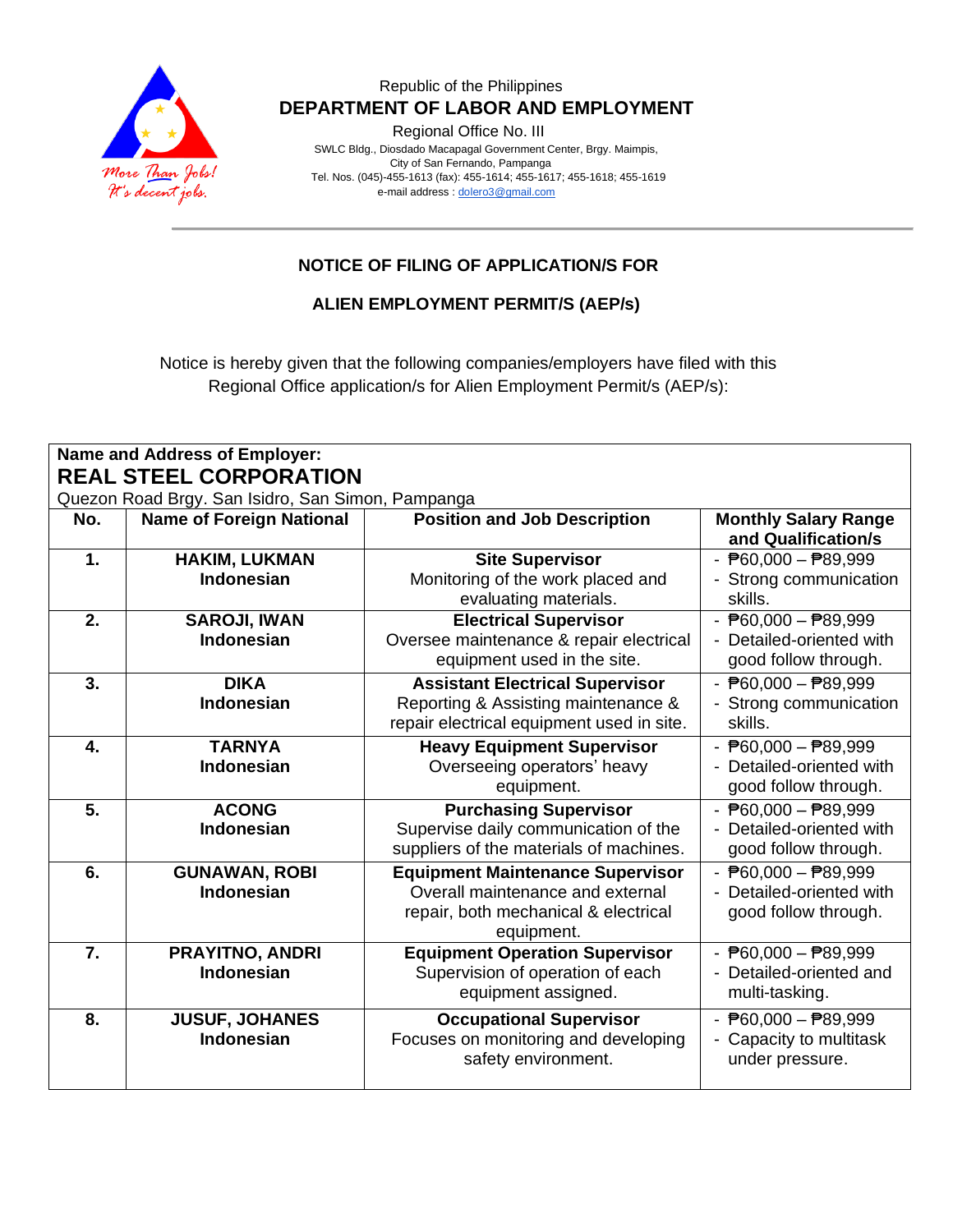Republic of the Philippines

**DEPARTMENT OF LABOR AND EMPLOYMENT**

Regional Office No. III

SWLC Bldg., Diosdado Macapagal Government Center, Brgy. Maimpis, City of San Fernando, Pampanga

Tel. Nos. (045)-455-1613 (fax): 455-1614; 455-1617; 455-1618; 455-1619

e-mail address : dolero3@gmail.com

## NOTICE OF FILING OF APPLICATION/S FOR ALIEN EMPLOYMENT PERMIT/S (AEP/s)

Notice is hereby given that the following companies/employers have filed with this Regional Office application/s for Alien Employment Permit/s (AEP/s):

**Name and Address of Employer:**
**REAL STEEL CORPORATION**
Quezon Road Brgy. San Isidro, San Simon, Pampanga

| No. | Name of Foreign National | Position and Job Description | Monthly Salary Range and Qualification/s |
|---|---|---|---|
| **1.** | **HAKIM, LUKMAN**<br>**Indonesian** | **Site Supervisor**<br>Monitoring of the work placed and evaluating materials. | - ₱60,000 – ₱89,999<br>- Strong communication skills. |
| **2.** | **SAROJI, IWAN**<br>**Indonesian** | **Electrical Supervisor**<br>Oversee maintenance & repair electrical equipment used in the site. | - ₱60,000 – ₱89,999<br>- Detailed-oriented with good follow through. |
| **3.** | **DIKA**<br>**Indonesian** | **Assistant Electrical Supervisor**<br>Reporting & Assisting maintenance & repair electrical equipment used in site. | - ₱60,000 – ₱89,999<br>- Strong communication skills. |
| **4.** | **TARNYA**<br>**Indonesian** | **Heavy Equipment Supervisor**<br>Overseeing operators' heavy equipment. | - ₱60,000 – ₱89,999<br>- Detailed-oriented with good follow through. |
| **5.** | **ACONG**<br>**Indonesian** | **Purchasing Supervisor**<br>Supervise daily communication of the suppliers of the materials of machines. | - ₱60,000 – ₱89,999<br>- Detailed-oriented with good follow through. |
| **6.** | **GUNAWAN, ROBI**<br>**Indonesian** | **Equipment Maintenance Supervisor**<br>Overall maintenance and external repair, both mechanical & electrical equipment. | - ₱60,000 – ₱89,999<br>- Detailed-oriented with good follow through. |
| **7.** | **PRAYITNO, ANDRI**<br>**Indonesian** | **Equipment Operation Supervisor**<br>Supervision of operation of each equipment assigned. | - ₱60,000 – ₱89,999<br>- Detailed-oriented and multi-tasking. |
| **8.** | **JUSUF, JOHANES**<br>**Indonesian** | **Occupational Supervisor**<br>Focuses on monitoring and developing safety environment. | - ₱60,000 – ₱89,999<br>- Capacity to multitask under pressure. |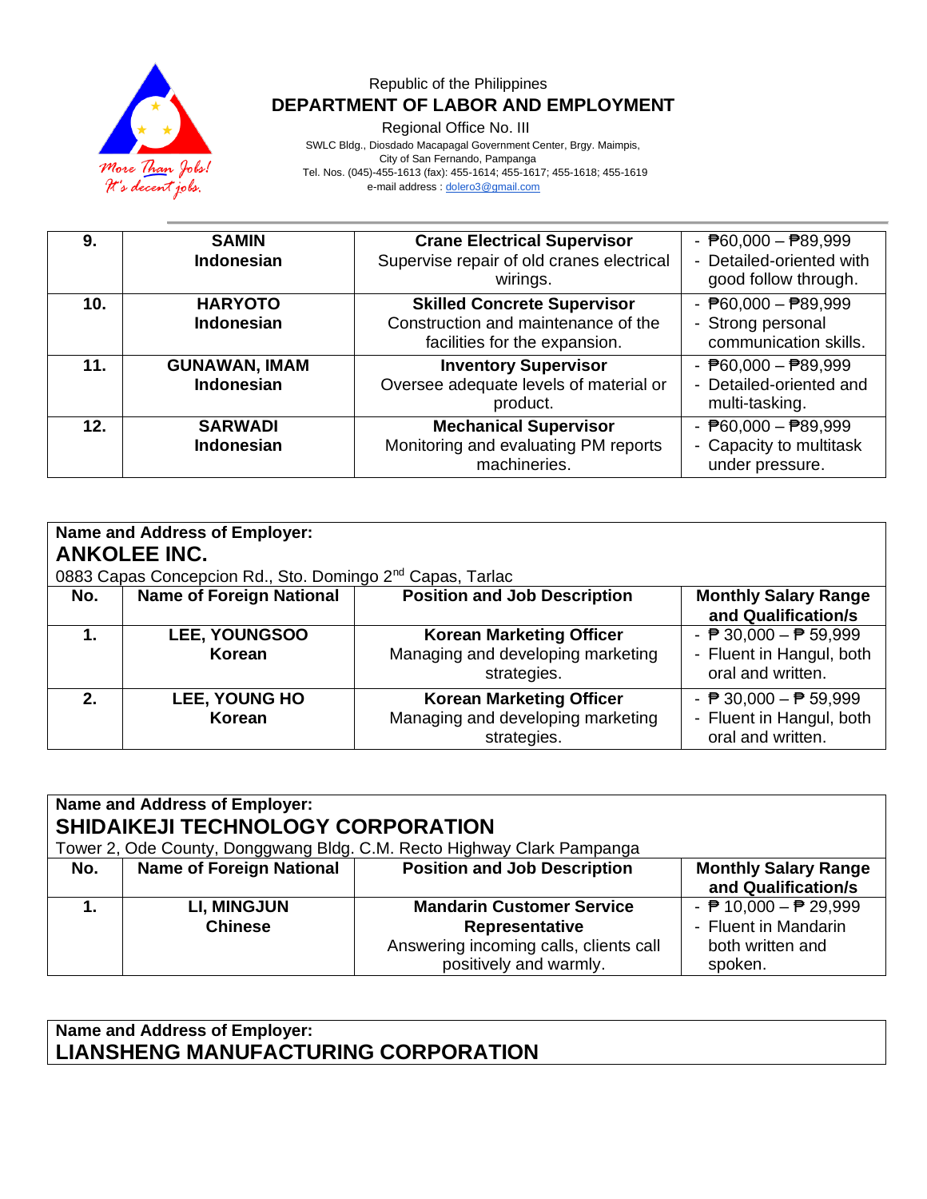Republic of the Philippines
**DEPARTMENT OF LABOR AND EMPLOYMENT**
Regional Office No. III
SWLC Bldg., Diosdado Macapagal Government Center, Brgy. Maimpis,
City of San Fernando, Pampanga
Tel. Nos. (045)-455-1613 (fax): 455-1614; 455-1617; 455-1618; 455-1619
e-mail address : dolero3@gmail.com

| | | | |
|---|---|---|---|
| **9.** | **SAMIN**<br>**Indonesian** | **Crane Electrical Supervisor**<br>Supervise repair of old cranes electrical wirings. | - ₱60,000 – ₱89,999<br>- Detailed-oriented with good follow through. |
| **10.** | **HARYOTO**<br>**Indonesian** | **Skilled Concrete Supervisor**<br>Construction and maintenance of the facilities for the expansion. | - ₱60,000 – ₱89,999<br>- Strong personal communication skills. |
| **11.** | **GUNAWAN, IMAM**<br>**Indonesian** | **Inventory Supervisor**<br>Oversee adequate levels of material or product. | - ₱60,000 – ₱89,999<br>- Detailed-oriented and multi-tasking. |
| **12.** | **SARWADI**<br>**Indonesian** | **Mechanical Supervisor**<br>Monitoring and evaluating PM reports machineries. | - ₱60,000 – ₱89,999<br>- Capacity to multitask under pressure. |

**Name and Address of Employer:**
**ANKOLEE INC.**
0883 Capas Concepcion Rd., Sto. Domingo 2nd Capas, Tarlac

| No. | Name of Foreign National | Position and Job Description | Monthly Salary Range and Qualification/s |
|---|---|---|---|
| **1.** | **LEE, YOUNGSOO**<br>**Korean** | **Korean Marketing Officer**<br>Managing and developing marketing strategies. | - ₱ 30,000 – ₱ 59,999<br>- Fluent in Hangul, both oral and written. |
| **2.** | **LEE, YOUNG HO**<br>**Korean** | **Korean Marketing Officer**<br>Managing and developing marketing strategies. | - ₱ 30,000 – ₱ 59,999<br>- Fluent in Hangul, both oral and written. |

**Name and Address of Employer:**
**SHIDAIKEJI TECHNOLOGY CORPORATION**
Tower 2, Ode County, Donggwang Bldg. C.M. Recto Highway Clark Pampanga

| No. | Name of Foreign National | Position and Job Description | Monthly Salary Range and Qualification/s |
|---|---|---|---|
| **1.** | **LI, MINGJUN**<br>**Chinese** | **Mandarin Customer Service Representative**<br>Answering incoming calls, clients call positively and warmly. | - ₱ 10,000 – ₱ 29,999<br>- Fluent in Mandarin both written and spoken. |

**Name and Address of Employer:**
**LIANSHENG MANUFACTURING CORPORATION**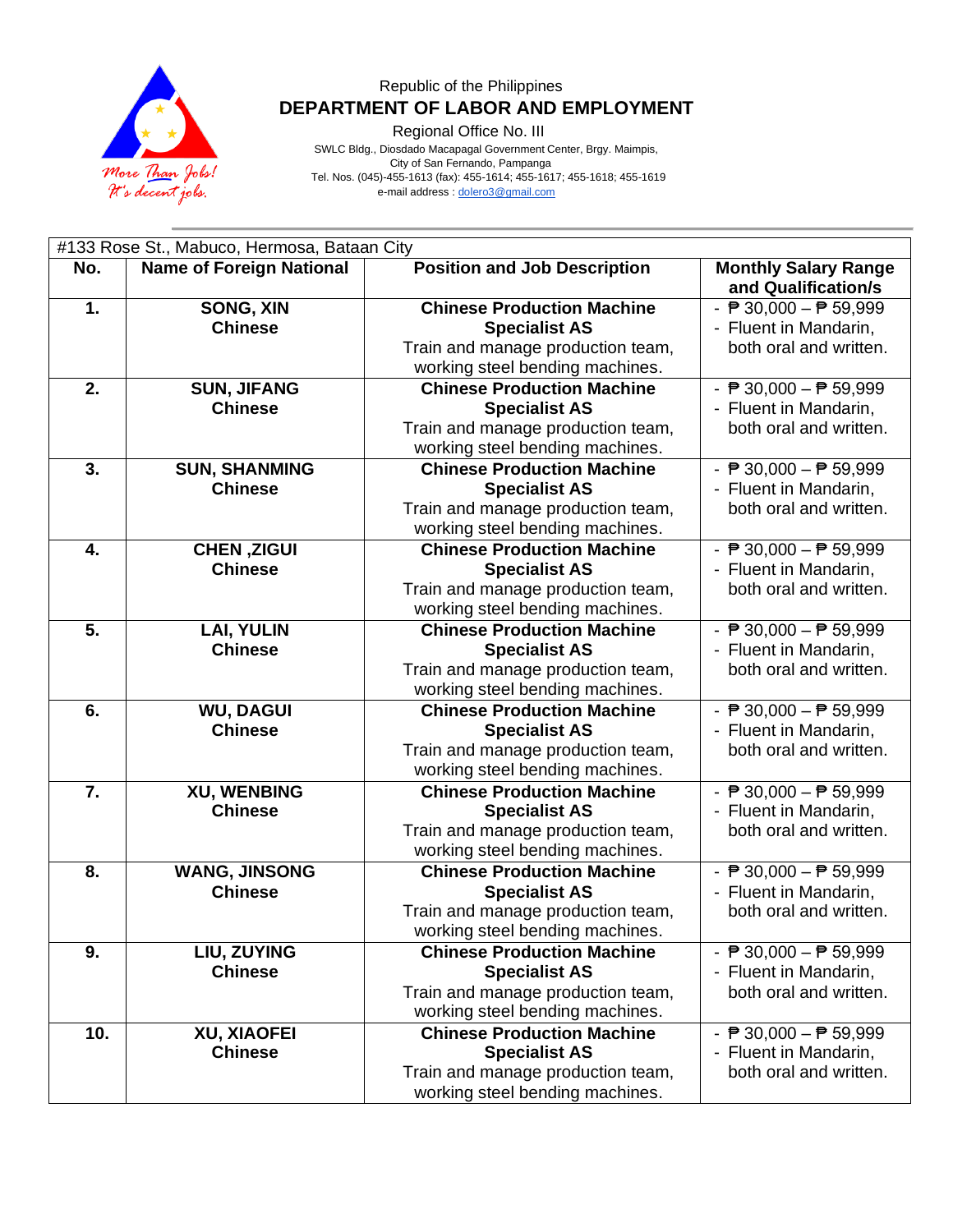Republic of the Philippines

**DEPARTMENT OF LABOR AND EMPLOYMENT**

Regional Office No. III

SWLC Bldg., Diosdado Macapagal Government Center, Brgy. Maimpis,
City of San Fernando, Pampanga
Tel. Nos. (045)-455-1613 (fax): 455-1614; 455-1617; 455-1618; 455-1619
e-mail address : dolero3@gmail.com

| #133 Rose St., Mabuco, Hermosa, Bataan City | | | |
|---|---|---|---|
| **No.** | **Name of Foreign National** | **Position and Job Description** | **Monthly Salary Range and Qualification/s** |
| **1.** | **SONG, XIN**<br>**Chinese** | **Chinese Production Machine Specialist AS**<br>Train and manage production team, working steel bending machines. | - ₱ 30,000 – ₱ 59,999<br>- Fluent in Mandarin, both oral and written. |
| **2.** | **SUN, JIFANG**<br>**Chinese** | **Chinese Production Machine Specialist AS**<br>Train and manage production team, working steel bending machines. | - ₱ 30,000 – ₱ 59,999<br>- Fluent in Mandarin, both oral and written. |
| **3.** | **SUN, SHANMING**<br>**Chinese** | **Chinese Production Machine Specialist AS**<br>Train and manage production team, working steel bending machines. | - ₱ 30,000 – ₱ 59,999<br>- Fluent in Mandarin, both oral and written. |
| **4.** | **CHEN ,ZIGUI**<br>**Chinese** | **Chinese Production Machine Specialist AS**<br>Train and manage production team, working steel bending machines. | - ₱ 30,000 – ₱ 59,999<br>- Fluent in Mandarin, both oral and written. |
| **5.** | **LAI, YULIN**<br>**Chinese** | **Chinese Production Machine Specialist AS**<br>Train and manage production team, working steel bending machines. | - ₱ 30,000 – ₱ 59,999<br>- Fluent in Mandarin, both oral and written. |
| **6.** | **WU, DAGUI**<br>**Chinese** | **Chinese Production Machine Specialist AS**<br>Train and manage production team, working steel bending machines. | - ₱ 30,000 – ₱ 59,999<br>- Fluent in Mandarin, both oral and written. |
| **7.** | **XU, WENBING**<br>**Chinese** | **Chinese Production Machine Specialist AS**<br>Train and manage production team, working steel bending machines. | - ₱ 30,000 – ₱ 59,999<br>- Fluent in Mandarin, both oral and written. |
| **8.** | **WANG, JINSONG**<br>**Chinese** | **Chinese Production Machine Specialist AS**<br>Train and manage production team, working steel bending machines. | - ₱ 30,000 – ₱ 59,999<br>- Fluent in Mandarin, both oral and written. |
| **9.** | **LIU, ZUYING**<br>**Chinese** | **Chinese Production Machine Specialist AS**<br>Train and manage production team, working steel bending machines. | - ₱ 30,000 – ₱ 59,999<br>- Fluent in Mandarin, both oral and written. |
| **10.** | **XU, XIAOFEI**<br>**Chinese** | **Chinese Production Machine Specialist AS**<br>Train and manage production team, working steel bending machines. | - ₱ 30,000 – ₱ 59,999<br>- Fluent in Mandarin, both oral and written. |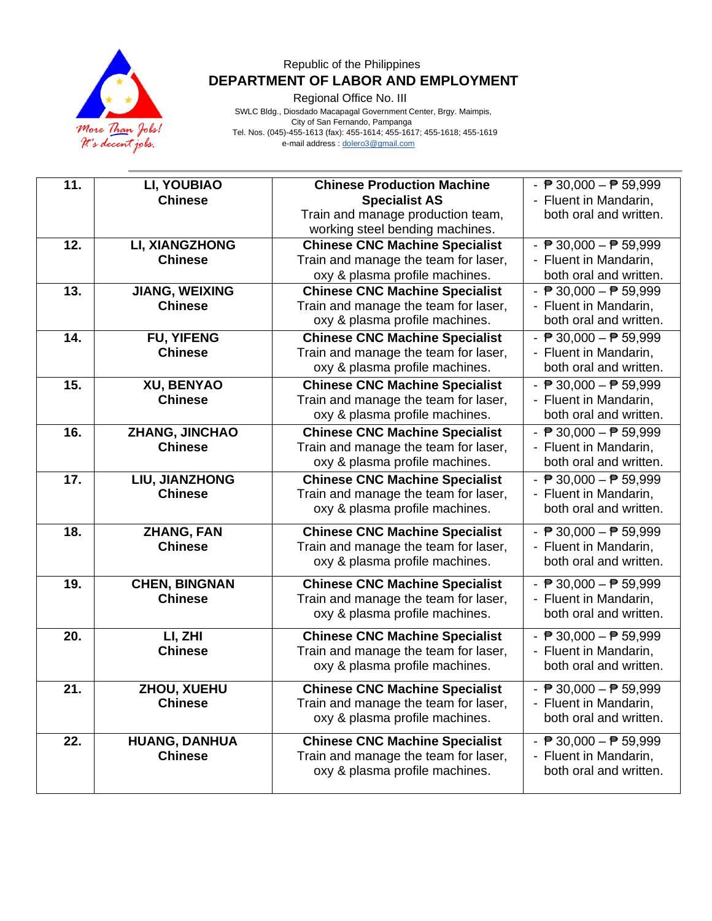Republic of the Philippines

**DEPARTMENT OF LABOR AND EMPLOYMENT**

Regional Office No. III

SWLC Bldg., Diosdado Macapagal Government Center, Brgy. Maimpis,
City of San Fernando, Pampanga
Tel. Nos. (045)-455-1613 (fax): 455-1614; 455-1617; 455-1618; 455-1619
e-mail address : dolero3@gmail.com

| | | | |
|---|---|---|---|
| **11.** | **LI, YOUBIAO**<br>**Chinese** | **Chinese Production Machine Specialist AS**<br>Train and manage production team, working steel bending machines. | - ₱ 30,000 – ₱ 59,999<br>- Fluent in Mandarin, both oral and written. |
| **12.** | **LI, XIANGZHONG**<br>**Chinese** | **Chinese CNC Machine Specialist**<br>Train and manage the team for laser, oxy & plasma profile machines. | - ₱ 30,000 – ₱ 59,999<br>- Fluent in Mandarin, both oral and written. |
| **13.** | **JIANG, WEIXING**<br>**Chinese** | **Chinese CNC Machine Specialist**<br>Train and manage the team for laser, oxy & plasma profile machines. | - ₱ 30,000 – ₱ 59,999<br>- Fluent in Mandarin, both oral and written. |
| **14.** | **FU, YIFENG**<br>**Chinese** | **Chinese CNC Machine Specialist**<br>Train and manage the team for laser, oxy & plasma profile machines. | - ₱ 30,000 – ₱ 59,999<br>- Fluent in Mandarin, both oral and written. |
| **15.** | **XU, BENYAO**<br>**Chinese** | **Chinese CNC Machine Specialist**<br>Train and manage the team for laser, oxy & plasma profile machines. | - ₱ 30,000 – ₱ 59,999<br>- Fluent in Mandarin, both oral and written. |
| **16.** | **ZHANG, JINCHAO**<br>**Chinese** | **Chinese CNC Machine Specialist**<br>Train and manage the team for laser, oxy & plasma profile machines. | - ₱ 30,000 – ₱ 59,999<br>- Fluent in Mandarin, both oral and written. |
| **17.** | **LIU, JIANZHONG**<br>**Chinese** | **Chinese CNC Machine Specialist**<br>Train and manage the team for laser, oxy & plasma profile machines. | - ₱ 30,000 – ₱ 59,999<br>- Fluent in Mandarin, both oral and written. |
| **18.** | **ZHANG, FAN**<br>**Chinese** | **Chinese CNC Machine Specialist**<br>Train and manage the team for laser, oxy & plasma profile machines. | - ₱ 30,000 – ₱ 59,999<br>- Fluent in Mandarin, both oral and written. |
| **19.** | **CHEN, BINGNAN**<br>**Chinese** | **Chinese CNC Machine Specialist**<br>Train and manage the team for laser, oxy & plasma profile machines. | - ₱ 30,000 – ₱ 59,999<br>- Fluent in Mandarin, both oral and written. |
| **20.** | **LI, ZHI**<br>**Chinese** | **Chinese CNC Machine Specialist**<br>Train and manage the team for laser, oxy & plasma profile machines. | - ₱ 30,000 – ₱ 59,999<br>- Fluent in Mandarin, both oral and written. |
| **21.** | **ZHOU, XUEHU**<br>**Chinese** | **Chinese CNC Machine Specialist**<br>Train and manage the team for laser, oxy & plasma profile machines. | - ₱ 30,000 – ₱ 59,999<br>- Fluent in Mandarin, both oral and written. |
| **22.** | **HUANG, DANHUA**<br>**Chinese** | **Chinese CNC Machine Specialist**<br>Train and manage the team for laser, oxy & plasma profile machines. | - ₱ 30,000 – ₱ 59,999<br>- Fluent in Mandarin, both oral and written. |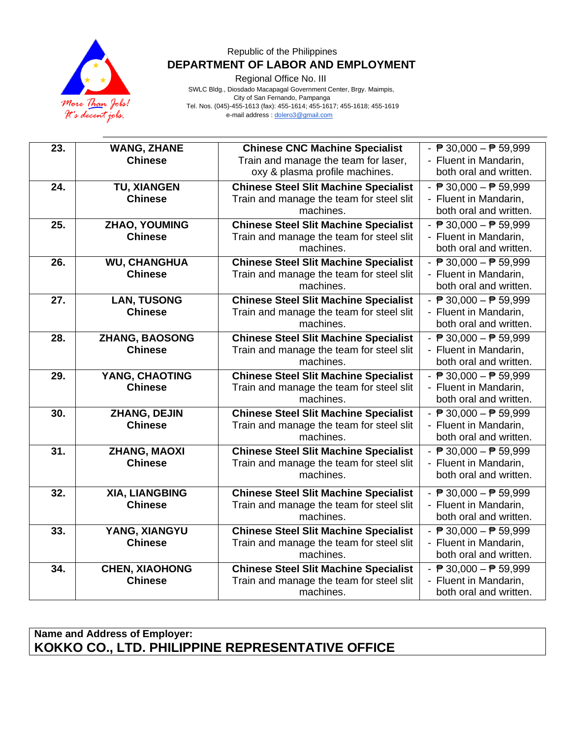Republic of the Philippines
**DEPARTMENT OF LABOR AND EMPLOYMENT**
Regional Office No. III
SWLC Bldg., Diosdado Macapagal Government Center, Brgy. Maimpis,
City of San Fernando, Pampanga
Tel. Nos. (045)-455-1613 (fax): 455-1614; 455-1617; 455-1618; 455-1619
e-mail address : dolero3@gmail.com

| | | | |
|---|---|---|---|
| **23.** | **WANG, ZHANE**<br>**Chinese** | **Chinese CNC Machine Specialist**<br>Train and manage the team for laser, oxy & plasma profile machines. | - ₱ 30,000 – ₱ 59,999<br>- Fluent in Mandarin, both oral and written. |
| **24.** | **TU, XIANGEN**<br>**Chinese** | **Chinese Steel Slit Machine Specialist**<br>Train and manage the team for steel slit machines. | - ₱ 30,000 – ₱ 59,999<br>- Fluent in Mandarin, both oral and written. |
| **25.** | **ZHAO, YOUMING**<br>**Chinese** | **Chinese Steel Slit Machine Specialist**<br>Train and manage the team for steel slit machines. | - ₱ 30,000 – ₱ 59,999<br>- Fluent in Mandarin, both oral and written. |
| **26.** | **WU, CHANGHUA**<br>**Chinese** | **Chinese Steel Slit Machine Specialist**<br>Train and manage the team for steel slit machines. | - ₱ 30,000 – ₱ 59,999<br>- Fluent in Mandarin, both oral and written. |
| **27.** | **LAN, TUSONG**<br>**Chinese** | **Chinese Steel Slit Machine Specialist**<br>Train and manage the team for steel slit machines. | - ₱ 30,000 – ₱ 59,999<br>- Fluent in Mandarin, both oral and written. |
| **28.** | **ZHANG, BAOSONG**<br>**Chinese** | **Chinese Steel Slit Machine Specialist**<br>Train and manage the team for steel slit machines. | - ₱ 30,000 – ₱ 59,999<br>- Fluent in Mandarin, both oral and written. |
| **29.** | **YANG, CHAOTING**<br>**Chinese** | **Chinese Steel Slit Machine Specialist**<br>Train and manage the team for steel slit machines. | - ₱ 30,000 – ₱ 59,999<br>- Fluent in Mandarin, both oral and written. |
| **30.** | **ZHANG, DEJIN**<br>**Chinese** | **Chinese Steel Slit Machine Specialist**<br>Train and manage the team for steel slit machines. | - ₱ 30,000 – ₱ 59,999<br>- Fluent in Mandarin, both oral and written. |
| **31.** | **ZHANG, MAOXI**<br>**Chinese** | **Chinese Steel Slit Machine Specialist**<br>Train and manage the team for steel slit machines. | - ₱ 30,000 – ₱ 59,999<br>- Fluent in Mandarin, both oral and written. |
| **32.** | **XIA, LIANGBING**<br>**Chinese** | **Chinese Steel Slit Machine Specialist**<br>Train and manage the team for steel slit machines. | - ₱ 30,000 – ₱ 59,999<br>- Fluent in Mandarin, both oral and written. |
| **33.** | **YANG, XIANGYU**<br>**Chinese** | **Chinese Steel Slit Machine Specialist**<br>Train and manage the team for steel slit machines. | - ₱ 30,000 – ₱ 59,999<br>- Fluent in Mandarin, both oral and written. |
| **34.** | **CHEN, XIAOHONG**<br>**Chinese** | **Chinese Steel Slit Machine Specialist**<br>Train and manage the team for steel slit machines. | - ₱ 30,000 – ₱ 59,999<br>- Fluent in Mandarin, both oral and written. |

**Name and Address of Employer:**
**KOKKO CO., LTD. PHILIPPINE REPRESENTATIVE OFFICE**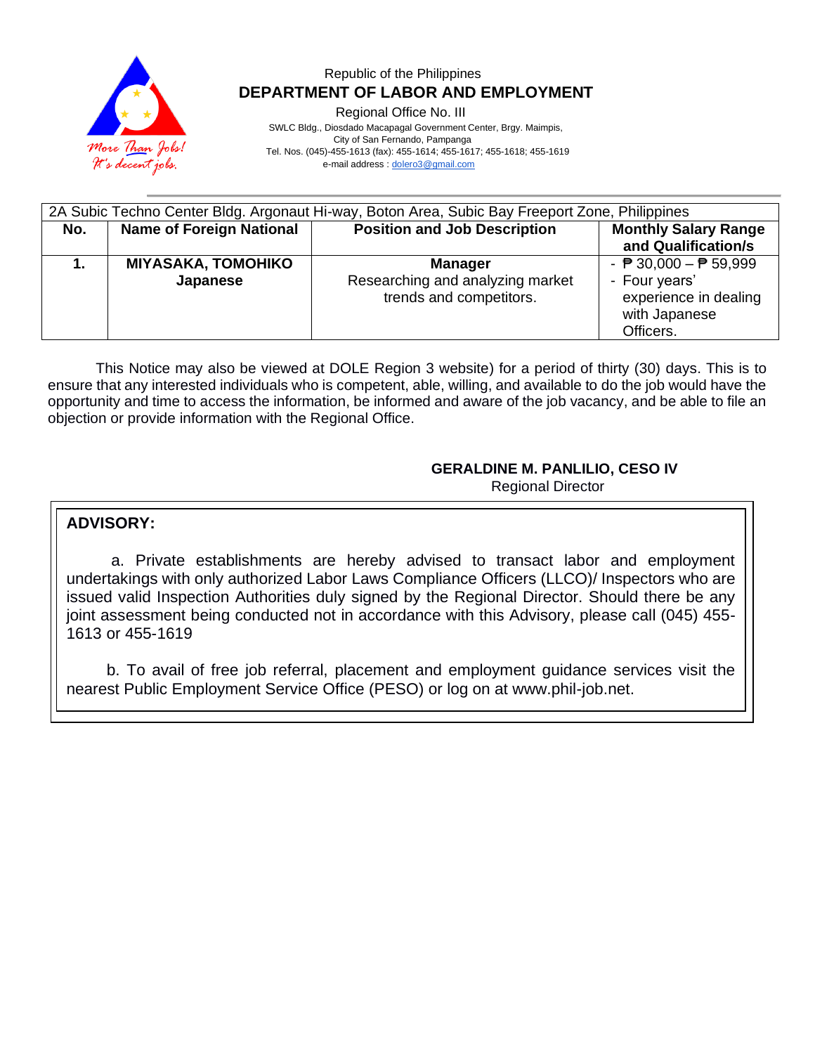Republic of the Philippines

**DEPARTMENT OF LABOR AND EMPLOYMENT**

Regional Office No. III

SWLC Bldg., Diosdado Macapagal Government Center, Brgy. Maimpis,
City of San Fernando, Pampanga
Tel. Nos. (045)-455-1613 (fax): 455-1614; 455-1617; 455-1618; 455-1619
e-mail address : dolero3@gmail.com

More Than Jobs! It's decent jobs.

| 2A Subic Techno Center Bldg. Argonaut Hi-way, Boton Area, Subic Bay Freeport Zone, Philippines | | | |
|---|---|---|---|
| **No.** | **Name of Foreign National** | **Position and Job Description** | **Monthly Salary Range and Qualification/s** |
| **1.** | **MIYASAKA, TOMOHIKO**<br>**Japanese** | **Manager**<br>Researching and analyzing market trends and competitors. | - ₱ 30,000 – ₱ 59,999<br>- Four years' experience in dealing with Japanese Officers. |

This Notice may also be viewed at DOLE Region 3 website) for a period of thirty (30) days. This is to ensure that any interested individuals who is competent, able, willing, and available to do the job would have the opportunity and time to access the information, be informed and aware of the job vacancy, and be able to file an objection or provide information with the Regional Office.

**GERALDINE M. PANLILIO, CESO IV**
Regional Director

**ADVISORY:**

a. Private establishments are hereby advised to transact labor and employment undertakings with only authorized Labor Laws Compliance Officers (LLCO)/ Inspectors who are issued valid Inspection Authorities duly signed by the Regional Director. Should there be any joint assessment being conducted not in accordance with this Advisory, please call (045) 455-1613 or 455-1619

b. To avail of free job referral, placement and employment guidance services visit the nearest Public Employment Service Office (PESO) or log on at www.phil-job.net.